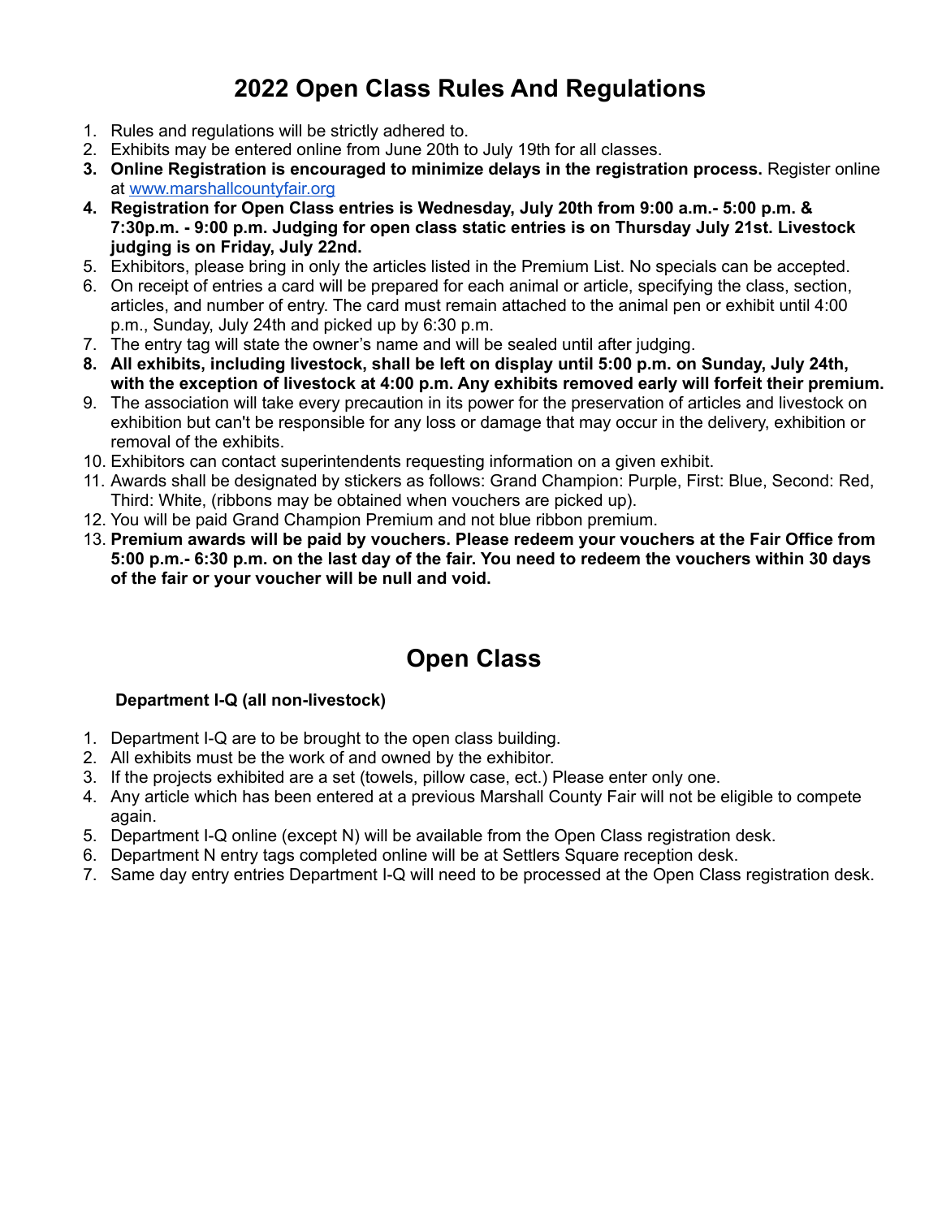# 2022 Open Class Rules And Regulations

1. Rules and regulations will be strictly adhered to.
2. Exhibits may be entered online from June 20th to July 19th for all classes.
3. **Online Registration is encouraged to minimize delays in the registration process.** Register online at [www.marshallcountyfair.org](http://www.marshallcountyfair.org)
4. **Registration for Open Class entries is Wednesday, July 20th from 9:00 a.m.- 5:00 p.m. & 7:30p.m. - 9:00 p.m. Judging for open class static entries is on Thursday July 21st. Livestock judging is on Friday, July 22nd.**
5. Exhibitors, please bring in only the articles listed in the Premium List. No specials can be accepted.
6. On receipt of entries a card will be prepared for each animal or article, specifying the class, section, articles, and number of entry. The card must remain attached to the animal pen or exhibit until 4:00 p.m., Sunday, July 24th and picked up by 6:30 p.m.
7. The entry tag will state the owner's name and will be sealed until after judging.
8. **All exhibits, including livestock, shall be left on display until 5:00 p.m. on Sunday, July 24th, with the exception of livestock at 4:00 p.m. Any exhibits removed early will forfeit their premium.**
9. The association will take every precaution in its power for the preservation of articles and livestock on exhibition but can't be responsible for any loss or damage that may occur in the delivery, exhibition or removal of the exhibits.
10. Exhibitors can contact superintendents requesting information on a given exhibit.
11. Awards shall be designated by stickers as follows: Grand Champion: Purple, First: Blue, Second: Red, Third: White, (ribbons may be obtained when vouchers are picked up).
12. You will be paid Grand Champion Premium and not blue ribbon premium.
13. **Premium awards will be paid by vouchers. Please redeem your vouchers at the Fair Office from 5:00 p.m.- 6:30 p.m. on the last day of the fair. You need to redeem the vouchers within 30 days of the fair or your voucher will be null and void.**

# Open Class

### Department I-Q (all non-livestock)

1. Department I-Q are to be brought to the open class building.
2. All exhibits must be the work of and owned by the exhibitor.
3. If the projects exhibited are a set (towels, pillow case, ect.) Please enter only one.
4. Any article which has been entered at a previous Marshall County Fair will not be eligible to compete again.
5. Department I-Q online (except N) will be available from the Open Class registration desk.
6. Department N entry tags completed online will be at Settlers Square reception desk.
7. Same day entry entries Department I-Q will need to be processed at the Open Class registration desk.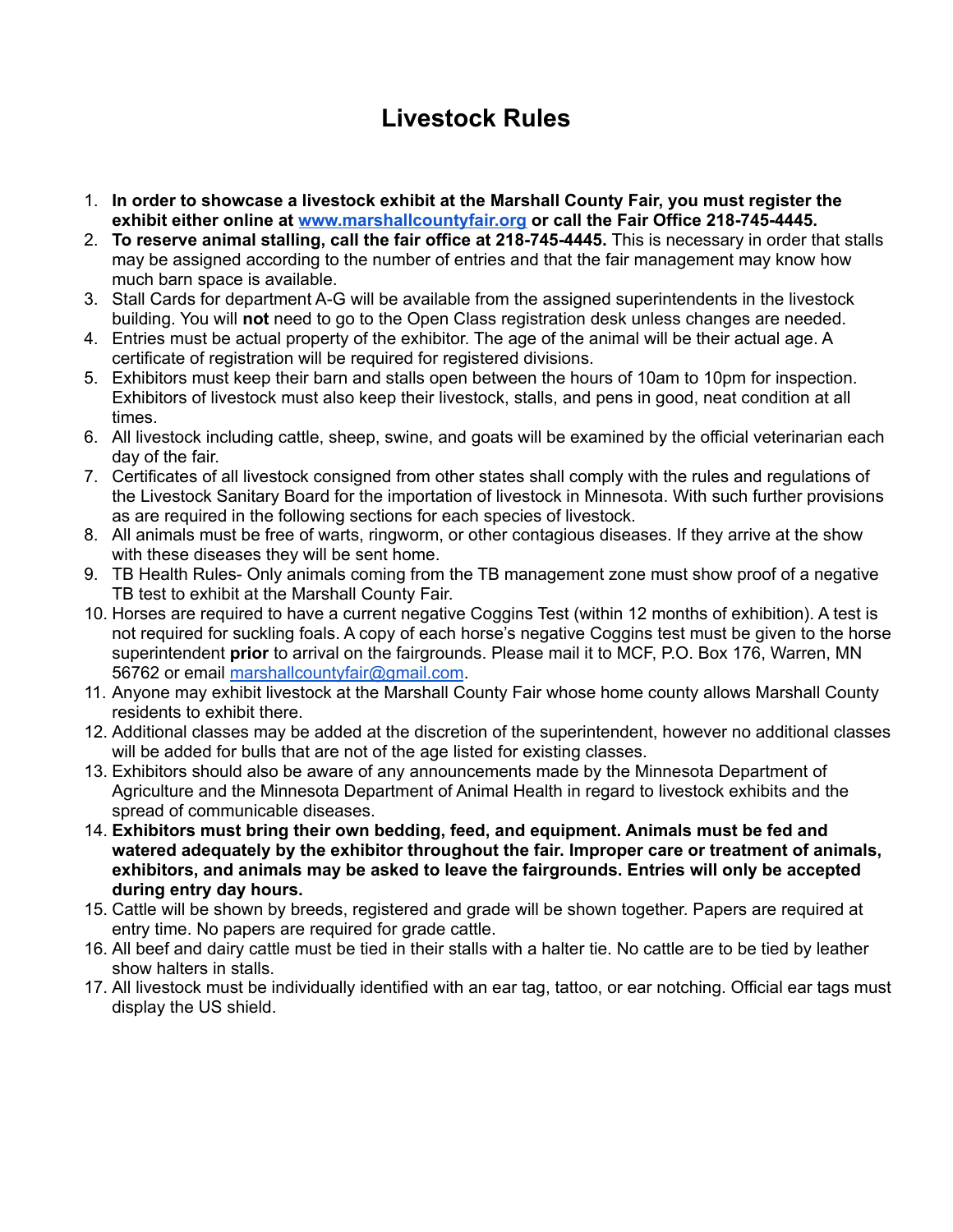# Livestock Rules

1. **In order to showcase a livestock exhibit at the Marshall County Fair, you must register the exhibit either online at [www.marshallcountyfair.org](http://www.marshallcountyfair.org) or call the Fair Office 218-745-4445.**
2. **To reserve animal stalling, call the fair office at 218-745-4445.** This is necessary in order that stalls may be assigned according to the number of entries and that the fair management may know how much barn space is available.
3. Stall Cards for department A-G will be available from the assigned superintendents in the livestock building. You will **not** need to go to the Open Class registration desk unless changes are needed.
4. Entries must be actual property of the exhibitor. The age of the animal will be their actual age. A certificate of registration will be required for registered divisions.
5. Exhibitors must keep their barn and stalls open between the hours of 10am to 10pm for inspection. Exhibitors of livestock must also keep their livestock, stalls, and pens in good, neat condition at all times.
6. All livestock including cattle, sheep, swine, and goats will be examined by the official veterinarian each day of the fair.
7. Certificates of all livestock consigned from other states shall comply with the rules and regulations of the Livestock Sanitary Board for the importation of livestock in Minnesota. With such further provisions as are required in the following sections for each species of livestock.
8. All animals must be free of warts, ringworm, or other contagious diseases. If they arrive at the show with these diseases they will be sent home.
9. TB Health Rules- Only animals coming from the TB management zone must show proof of a negative TB test to exhibit at the Marshall County Fair.
10. Horses are required to have a current negative Coggins Test (within 12 months of exhibition). A test is not required for suckling foals. A copy of each horse's negative Coggins test must be given to the horse superintendent **prior** to arrival on the fairgrounds. Please mail it to MCF, P.O. Box 176, Warren, MN 56762 or email [marshallcountyfair@gmail.com](mailto:marshallcountyfair@gmail.com).
11. Anyone may exhibit livestock at the Marshall County Fair whose home county allows Marshall County residents to exhibit there.
12. Additional classes may be added at the discretion of the superintendent, however no additional classes will be added for bulls that are not of the age listed for existing classes.
13. Exhibitors should also be aware of any announcements made by the Minnesota Department of Agriculture and the Minnesota Department of Animal Health in regard to livestock exhibits and the spread of communicable diseases.
14. **Exhibitors must bring their own bedding, feed, and equipment. Animals must be fed and watered adequately by the exhibitor throughout the fair. Improper care or treatment of animals, exhibitors, and animals may be asked to leave the fairgrounds. Entries will only be accepted during entry day hours.**
15. Cattle will be shown by breeds, registered and grade will be shown together. Papers are required at entry time. No papers are required for grade cattle.
16. All beef and dairy cattle must be tied in their stalls with a halter tie. No cattle are to be tied by leather show halters in stalls.
17. All livestock must be individually identified with an ear tag, tattoo, or ear notching. Official ear tags must display the US shield.